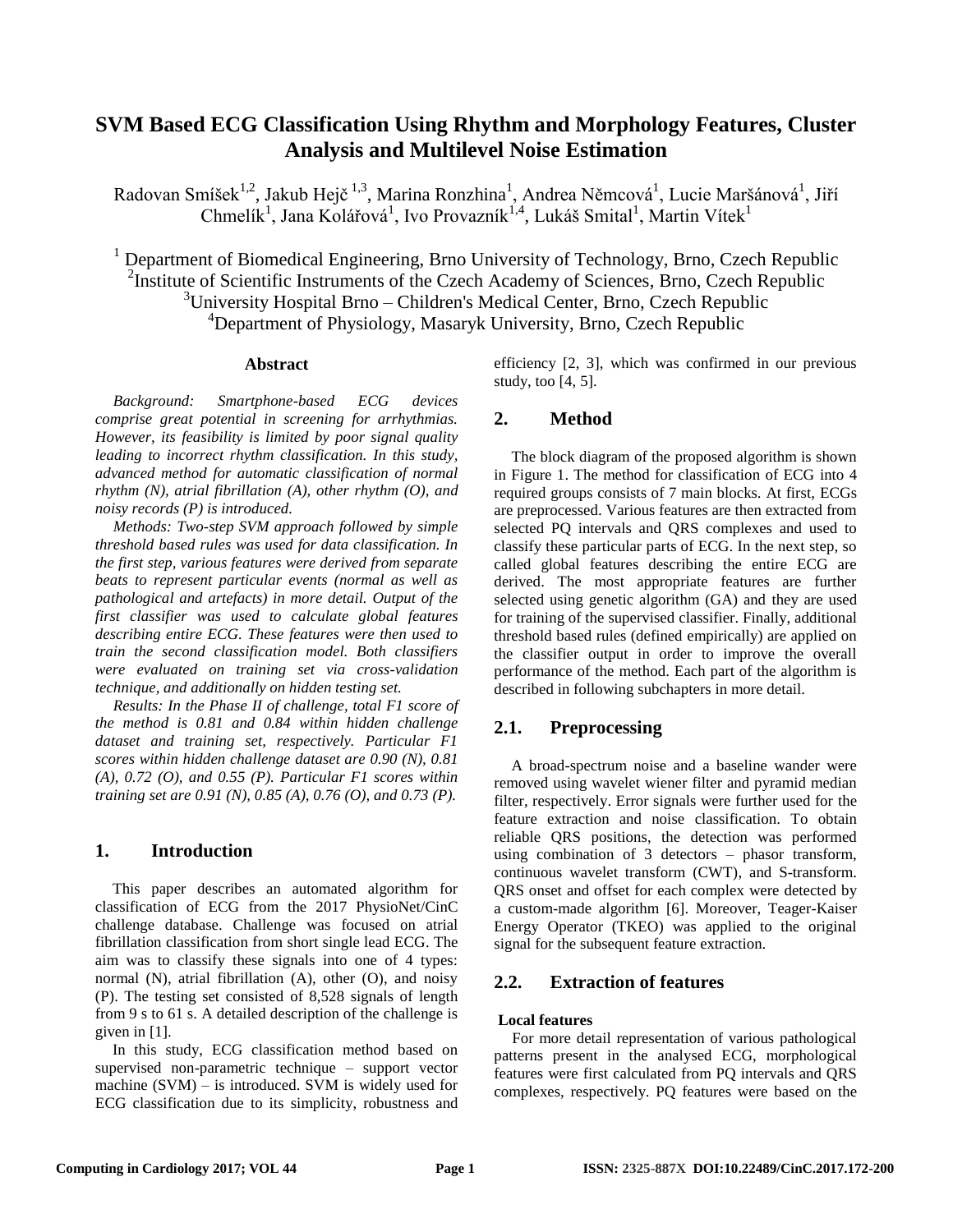# SVM Based ECG Classification Using Rhythm and Morphology Features, Cluster Analysis and Multilevel Noise Estimation

Radovan Smíšek[1,2], Jakub Hejč [1,3], Marina Ronzhina[1], Andrea Němcová[1], Lucie Maršánová[1], Jiří Chmelík[1], Jana Kolářová[1], Ivo Provazník[1,4], Lukáš Smital[1], Martin Vítek[1]

[1] Department of Biomedical Engineering, Brno University of Technology, Brno, Czech Republic
[2] Institute of Scientific Instruments of the Czech Academy of Sciences, Brno, Czech Republic
[3] University Hospital Brno – Children's Medical Center, Brno, Czech Republic
[4] Department of Physiology, Masaryk University, Brno, Czech Republic

### Abstract

*Background: Smartphone-based ECG devices comprise great potential in screening for arrhythmias. However, its feasibility is limited by poor signal quality leading to incorrect rhythm classification. In this study, advanced method for automatic classification of normal rhythm (N), atrial fibrillation (A), other rhythm (O), and noisy records (P) is introduced.*

*Methods: Two-step SVM approach followed by simple threshold based rules was used for data classification. In the first step, various features were derived from separate beats to represent particular events (normal as well as pathological and artefacts) in more detail. Output of the first classifier was used to calculate global features describing entire ECG. These features were then used to train the second classification model. Both classifiers were evaluated on training set via cross-validation technique, and additionally on hidden testing set.*

*Results: In the Phase II of challenge, total F1 score of the method is 0.81 and 0.84 within hidden challenge dataset and training set, respectively. Particular F1 scores within hidden challenge dataset are 0.90 (N), 0.81 (A), 0.72 (O), and 0.55 (P). Particular F1 scores within training set are 0.91 (N), 0.85 (A), 0.76 (O), and 0.73 (P).*

## 1. Introduction

This paper describes an automated algorithm for classification of ECG from the 2017 PhysioNet/CinC challenge database. Challenge was focused on atrial fibrillation classification from short single lead ECG. The aim was to classify these signals into one of 4 types: normal (N), atrial fibrillation (A), other (O), and noisy (P). The testing set consisted of 8,528 signals of length from 9 s to 61 s. A detailed description of the challenge is given in [1].

In this study, ECG classification method based on supervised non-parametric technique – support vector machine (SVM) – is introduced. SVM is widely used for ECG classification due to its simplicity, robustness and efficiency [2, 3], which was confirmed in our previous study, too [4, 5].

## 2. Method

The block diagram of the proposed algorithm is shown in Figure 1. The method for classification of ECG into 4 required groups consists of 7 main blocks. At first, ECGs are preprocessed. Various features are then extracted from selected PQ intervals and QRS complexes and used to classify these particular parts of ECG. In the next step, so called global features describing the entire ECG are derived. The most appropriate features are further selected using genetic algorithm (GA) and they are used for training of the supervised classifier. Finally, additional threshold based rules (defined empirically) are applied on the classifier output in order to improve the overall performance of the method. Each part of the algorithm is described in following subchapters in more detail.

### 2.1. Preprocessing

A broad-spectrum noise and a baseline wander were removed using wavelet wiener filter and pyramid median filter, respectively. Error signals were further used for the feature extraction and noise classification. To obtain reliable QRS positions, the detection was performed using combination of 3 detectors – phasor transform, continuous wavelet transform (CWT), and S-transform. QRS onset and offset for each complex were detected by a custom-made algorithm [6]. Moreover, Teager-Kaiser Energy Operator (TKEO) was applied to the original signal for the subsequent feature extraction.

### 2.2. Extraction of features

**Local features**

For more detail representation of various pathological patterns present in the analysed ECG, morphological features were first calculated from PQ intervals and QRS complexes, respectively. PQ features were based on the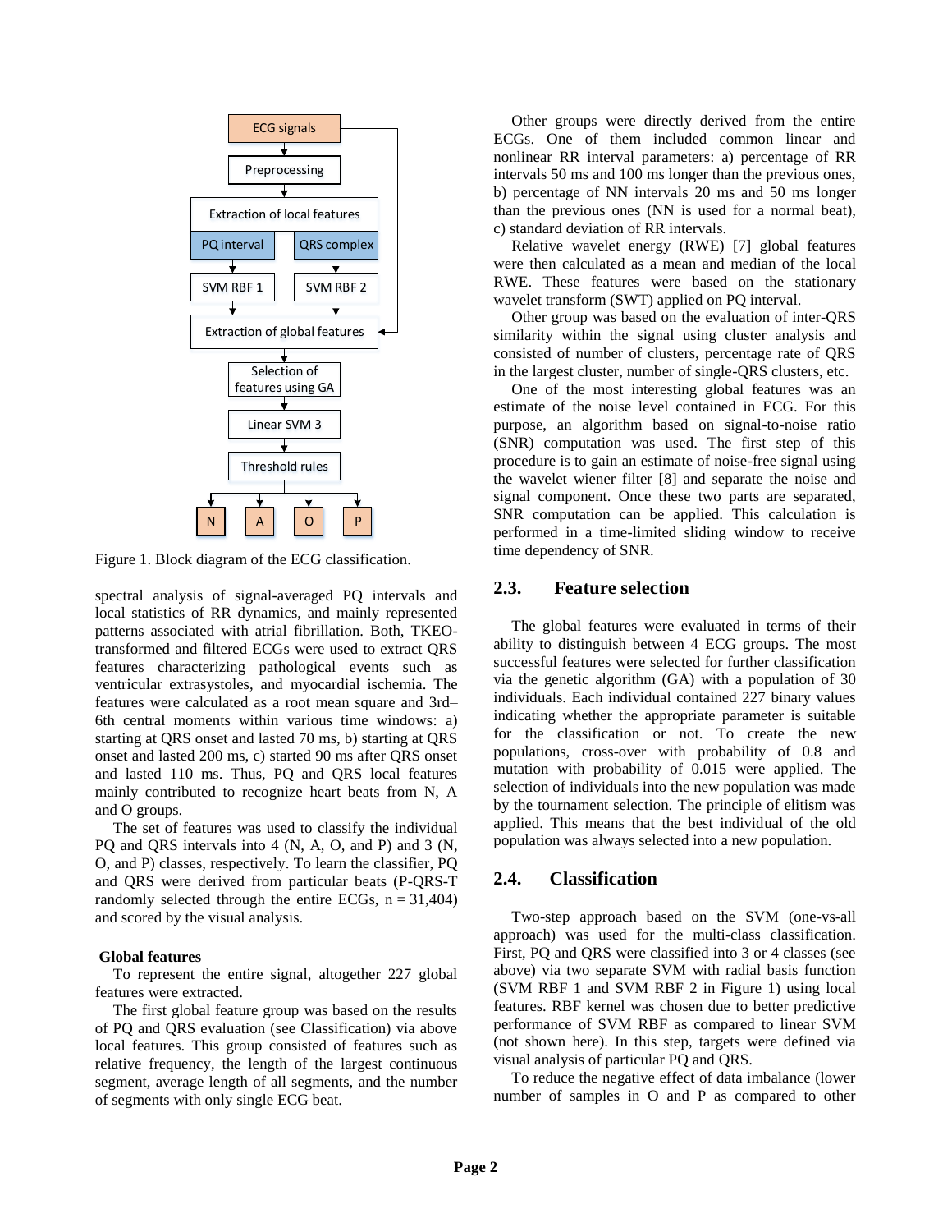Figure 1. Block diagram of the ECG classification.

spectral analysis of signal-averaged PQ intervals and local statistics of RR dynamics, and mainly represented patterns associated with atrial fibrillation. Both, TKEO-transformed and filtered ECGs were used to extract QRS features characterizing pathological events such as ventricular extrasystoles, and myocardial ischemia. The features were calculated as a root mean square and 3rd–6th central moments within various time windows: a) starting at QRS onset and lasted 70 ms, b) starting at QRS onset and lasted 200 ms, c) started 90 ms after QRS onset and lasted 110 ms. Thus, PQ and QRS local features mainly contributed to recognize heart beats from N, A and O groups.

The set of features was used to classify the individual PQ and QRS intervals into 4 (N, A, O, and P) and 3 (N, O, and P) classes, respectively. To learn the classifier, PQ and QRS were derived from particular beats (P-QRS-T randomly selected through the entire ECGs, n = 31,404) and scored by the visual analysis.

**Global features**

To represent the entire signal, altogether 227 global features were extracted.

The first global feature group was based on the results of PQ and QRS evaluation (see Classification) via above local features. This group consisted of features such as relative frequency, the length of the largest continuous segment, average length of all segments, and the number of segments with only single ECG beat.

Other groups were directly derived from the entire ECGs. One of them included common linear and nonlinear RR interval parameters: a) percentage of RR intervals 50 ms and 100 ms longer than the previous ones, b) percentage of NN intervals 20 ms and 50 ms longer than the previous ones (NN is used for a normal beat), c) standard deviation of RR intervals.

Relative wavelet energy (RWE) [7] global features were then calculated as a mean and median of the local RWE. These features were based on the stationary wavelet transform (SWT) applied on PQ interval.

Other group was based on the evaluation of inter-QRS similarity within the signal using cluster analysis and consisted of number of clusters, percentage rate of QRS in the largest cluster, number of single-QRS clusters, etc.

One of the most interesting global features was an estimate of the noise level contained in ECG. For this purpose, an algorithm based on signal-to-noise ratio (SNR) computation was used. The first step of this procedure is to gain an estimate of noise-free signal using the wavelet wiener filter [8] and separate the noise and signal component. Once these two parts are separated, SNR computation can be applied. This calculation is performed in a time-limited sliding window to receive time dependency of SNR.

## 2.3. Feature selection

The global features were evaluated in terms of their ability to distinguish between 4 ECG groups. The most successful features were selected for further classification via the genetic algorithm (GA) with a population of 30 individuals. Each individual contained 227 binary values indicating whether the appropriate parameter is suitable for the classification or not. To create the new populations, cross-over with probability of 0.8 and mutation with probability of 0.015 were applied. The selection of individuals into the new population was made by the tournament selection. The principle of elitism was applied. This means that the best individual of the old population was always selected into a new population.

## 2.4. Classification

Two-step approach based on the SVM (one-vs-all approach) was used for the multi-class classification. First, PQ and QRS were classified into 3 or 4 classes (see above) via two separate SVM with radial basis function (SVM RBF 1 and SVM RBF 2 in Figure 1) using local features. RBF kernel was chosen due to better predictive performance of SVM RBF as compared to linear SVM (not shown here). In this step, targets were defined via visual analysis of particular PQ and QRS.

To reduce the negative effect of data imbalance (lower number of samples in O and P as compared to other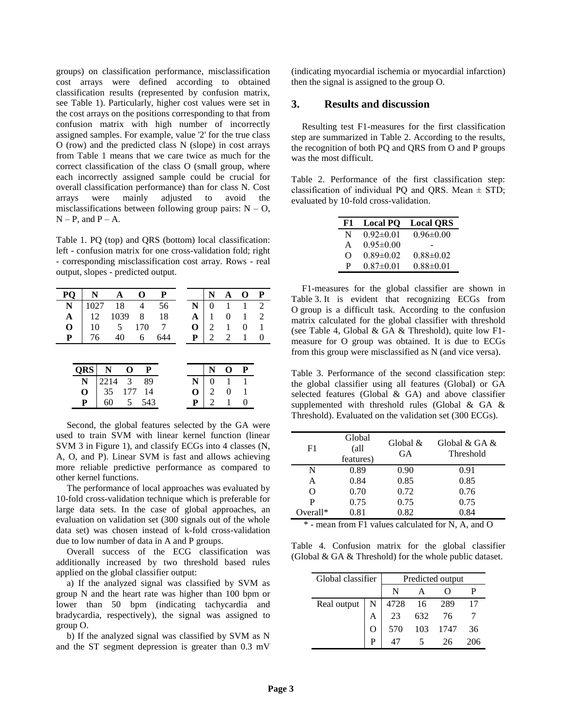groups) on classification performance, misclassification cost arrays were defined according to obtained classification results (represented by confusion matrix, see Table 1). Particularly, higher cost values were set in the cost arrays on the positions corresponding to that from confusion matrix with high number of incorrectly assigned samples. For example, value '2' for the true class O (row) and the predicted class N (slope) in cost arrays from Table 1 means that we care twice as much for the correct classification of the class O (small group, where each incorrectly assigned sample could be crucial for overall classification performance) than for class N. Cost arrays were mainly adjusted to avoid the misclassifications between following group pairs: N – O, N – P, and P – A.

Table 1. PQ (top) and QRS (bottom) local classification: left - confusion matrix for one cross-validation fold; right - corresponding misclassification cost array. Rows - real output, slopes - predicted output.

| PQ | N | A | O | P |
|---|---|---|---|---|
| N | 1027 | 18 | 4 | 56 |
| A | 12 | 1039 | 8 | 18 |
| O | 10 | 5 | 170 | 7 |
| P | 76 | 40 | 6 | 644 |

| | N | A | O | P |
|---|---|---|---|---|
| N | 0 | 1 | 1 | 2 |
| A | 1 | 0 | 1 | 2 |
| O | 2 | 1 | 0 | 1 |
| P | 2 | 2 | 1 | 0 |

| QRS | N | O | P |
|---|---|---|---|
| N | 2214 | 3 | 89 |
| O | 35 | 177 | 14 |
| P | 60 | 5 | 543 |

| | N | O | P |
|---|---|---|---|
| N | 0 | 1 | 1 |
| O | 2 | 0 | 1 |
| P | 2 | 1 | 0 |

Second, the global features selected by the GA were used to train SVM with linear kernel function (linear SVM 3 in Figure 1), and classify ECGs into 4 classes (N, A, O, and P). Linear SVM is fast and allows achieving more reliable predictive performance as compared to other kernel functions.

The performance of local approaches was evaluated by 10-fold cross-validation technique which is preferable for large data sets. In the case of global approaches, an evaluation on validation set (300 signals out of the whole data set) was chosen instead of k-fold cross-validation due to low number of data in A and P groups.

Overall success of the ECG classification was additionally increased by two threshold based rules applied on the global classifier output:

a) If the analyzed signal was classified by SVM as group N and the heart rate was higher than 100 bpm or lower than 50 bpm (indicating tachycardia and bradycardia, respectively), the signal was assigned to group O.

b) If the analyzed signal was classified by SVM as N and the ST segment depression is greater than 0.3 mV (indicating myocardial ischemia or myocardial infarction) then the signal is assigned to the group O.

## 3. Results and discussion

Resulting test F1-measures for the first classification step are summarized in Table 2. According to the results, the recognition of both PQ and QRS from O and P groups was the most difficult.

Table 2. Performance of the first classification step: classification of individual PQ and QRS. Mean ± STD; evaluated by 10-fold cross-validation.

| F1 | Local PQ | Local QRS |
|---|---|---|
| N | 0.92±0.01 | 0.96±0.00 |
| A | 0.95±0.00 | - |
| O | 0.89±0.02 | 0.88±0.02 |
| P | 0.87±0.01 | 0.88±0.01 |

F1-measures for the global classifier are shown in Table 3. It is evident that recognizing ECGs from O group is a difficult task. According to the confusion matrix calculated for the global classifier with threshold (see Table 4, Global & GA & Threshold), quite low F1-measure for O group was obtained. It is due to ECGs from this group were misclassified as N (and vice versa).

Table 3. Performance of the second classification step: the global classifier using all features (Global) or GA selected features (Global & GA) and above classifier supplemented with threshold rules (Global & GA & Threshold). Evaluated on the validation set (300 ECGs).

| F1 | Global (all features) | Global & GA | Global & GA & Threshold |
|---|---|---|---|
| N | 0.89 | 0.90 | 0.91 |
| A | 0.84 | 0.85 | 0.85 |
| O | 0.70 | 0.72 | 0.76 |
| P | 0.75 | 0.75 | 0.75 |
| Overall* | 0.81 | 0.82 | 0.84 |

* - mean from F1 values calculated for N, A, and O

Table 4. Confusion matrix for the global classifier (Global & GA & Threshold) for the whole public dataset.

| Global classifier | | Predicted output | | | |
|---|---|---|---|---|---|
| | | N | A | O | P |
| Real output | N | 4728 | 16 | 289 | 17 |
| | A | 23 | 632 | 76 | 7 |
| | O | 570 | 103 | 1747 | 36 |
| | P | 47 | 5 | 26 | 206 |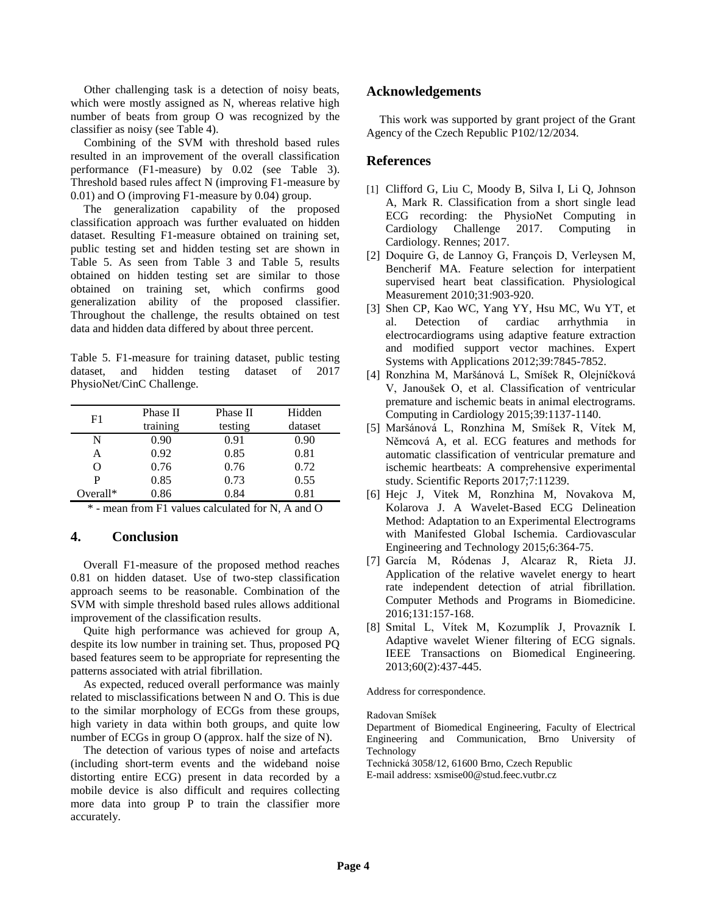Other challenging task is a detection of noisy beats, which were mostly assigned as N, whereas relative high number of beats from group O was recognized by the classifier as noisy (see Table 4).

Combining of the SVM with threshold based rules resulted in an improvement of the overall classification performance (F1-measure) by 0.02 (see Table 3). Threshold based rules affect N (improving F1-measure by 0.01) and O (improving F1-measure by 0.04) group.

The generalization capability of the proposed classification approach was further evaluated on hidden dataset. Resulting F1-measure obtained on training set, public testing set and hidden testing set are shown in Table 5. As seen from Table 3 and Table 5, results obtained on hidden testing set are similar to those obtained on training set, which confirms good generalization ability of the proposed classifier. Throughout the challenge, the results obtained on test data and hidden data differed by about three percent.

Table 5. F1-measure for training dataset, public testing dataset, and hidden testing dataset of 2017 PhysioNet/CinC Challenge.

| F1 | Phase II training | Phase II testing | Hidden dataset |
|---|---|---|---|
| N | 0.90 | 0.91 | 0.90 |
| A | 0.92 | 0.85 | 0.81 |
| O | 0.76 | 0.76 | 0.72 |
| P | 0.85 | 0.73 | 0.55 |
| Overall* | 0.86 | 0.84 | 0.81 |

\* - mean from F1 values calculated for N, A and O

## 4. Conclusion

Overall F1-measure of the proposed method reaches 0.81 on hidden dataset. Use of two-step classification approach seems to be reasonable. Combination of the SVM with simple threshold based rules allows additional improvement of the classification results.

Quite high performance was achieved for group A, despite its low number in training set. Thus, proposed PQ based features seem to be appropriate for representing the patterns associated with atrial fibrillation.

As expected, reduced overall performance was mainly related to misclassifications between N and O. This is due to the similar morphology of ECGs from these groups, high variety in data within both groups, and quite low number of ECGs in group O (approx. half the size of N).

The detection of various types of noise and artefacts (including short-term events and the wideband noise distorting entire ECG) present in data recorded by a mobile device is also difficult and requires collecting more data into group P to train the classifier more accurately.

## Acknowledgements

This work was supported by grant project of the Grant Agency of the Czech Republic P102/12/2034.

## References

[1] Clifford G, Liu C, Moody B, Silva I, Li Q, Johnson A, Mark R. Classification from a short single lead ECG recording: the PhysioNet Computing in Cardiology Challenge 2017. Computing in Cardiology. Rennes; 2017.

[2] Doquire G, de Lannoy G, François D, Verleysen M, Bencherif MA. Feature selection for interpatient supervised heart beat classification. Physiological Measurement 2010;31:903-920.

[3] Shen CP, Kao WC, Yang YY, Hsu MC, Wu YT, et al. Detection of cardiac arrhythmia in electrocardiograms using adaptive feature extraction and modified support vector machines. Expert Systems with Applications 2012;39:7845-7852.

[4] Ronzhina M, Maršánová L, Smíšek R, Olejníčková V, Janoušek O, et al. Classification of ventricular premature and ischemic beats in animal electrograms. Computing in Cardiology 2015;39:1137-1140.

[5] Maršánová L, Ronzhina M, Smíšek R, Vítek M, Němcová A, et al. ECG features and methods for automatic classification of ventricular premature and ischemic heartbeats: A comprehensive experimental study. Scientific Reports 2017;7:11239.

[6] Hejc J, Vitek M, Ronzhina M, Novakova M, Kolarova J. A Wavelet-Based ECG Delineation Method: Adaptation to an Experimental Electrograms with Manifested Global Ischemia. Cardiovascular Engineering and Technology 2015;6:364-75.

[7] García M, Ródenas J, Alcaraz R, Rieta JJ. Application of the relative wavelet energy to heart rate independent detection of atrial fibrillation. Computer Methods and Programs in Biomedicine. 2016;131:157-168.

[8] Smital L, Vítek M, Kozumplík J, Provazník I. Adaptive wavelet Wiener filtering of ECG signals. IEEE Transactions on Biomedical Engineering. 2013;60(2):437-445.

Address for correspondence.

Radovan Smíšek

Department of Biomedical Engineering, Faculty of Electrical Engineering and Communication, Brno University of Technology

Technická 3058/12, 61600 Brno, Czech Republic

E-mail address: xsmise00@stud.feec.vutbr.cz